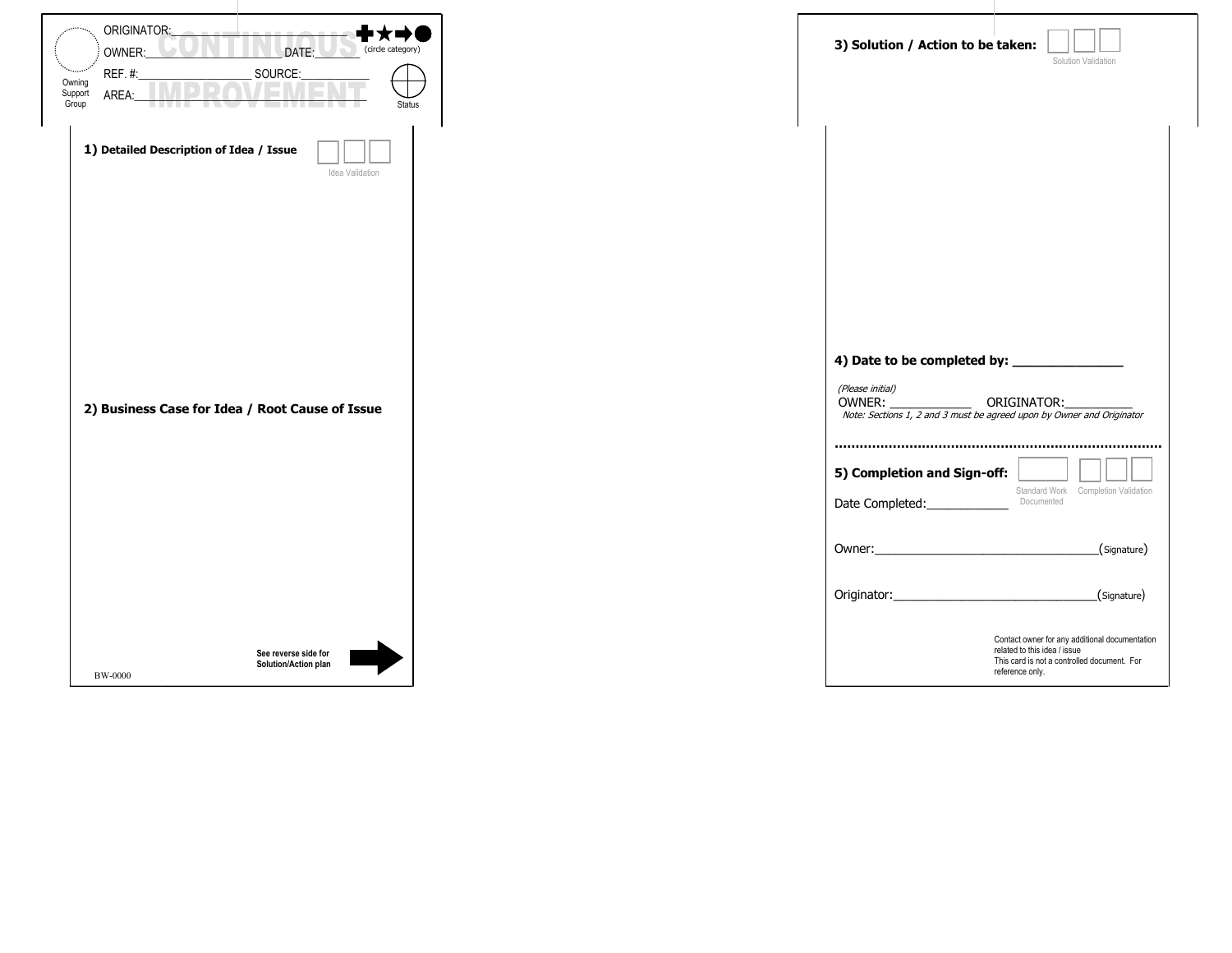ORIGINATOR:

OWNER:____________________ DATE:________ (circle category)

REF. #:__________________ SOURCE:___________

AREA:__________________________________

Owning Support Group

Status

CONTINUOUS IMPROVEMENT

**1) Detailed Description of Idea / Issue**

Idea Validation

**2) Business Case for Idea / Root Cause of Issue**

**See reverse side for Solution/Action plan**

BW-0000

**3) Solution / Action to be taken:**

Solution Validation

**4) Date to be completed by: ______________**

*(Please initial)*

OWNER: ___________ ORIGINATOR:_________

*Note: Sections 1, 2 and 3 must be agreed upon by Owner and Originator*

**5) Completion and Sign-off:**

Standard Work Documented

Completion Validation

Date Completed:___________

Owner:_______________________________(Signature)

Originator:_____________________________(Signature)

Contact owner for any additional documentation related to this idea / issue
This card is not a controlled document. For reference only.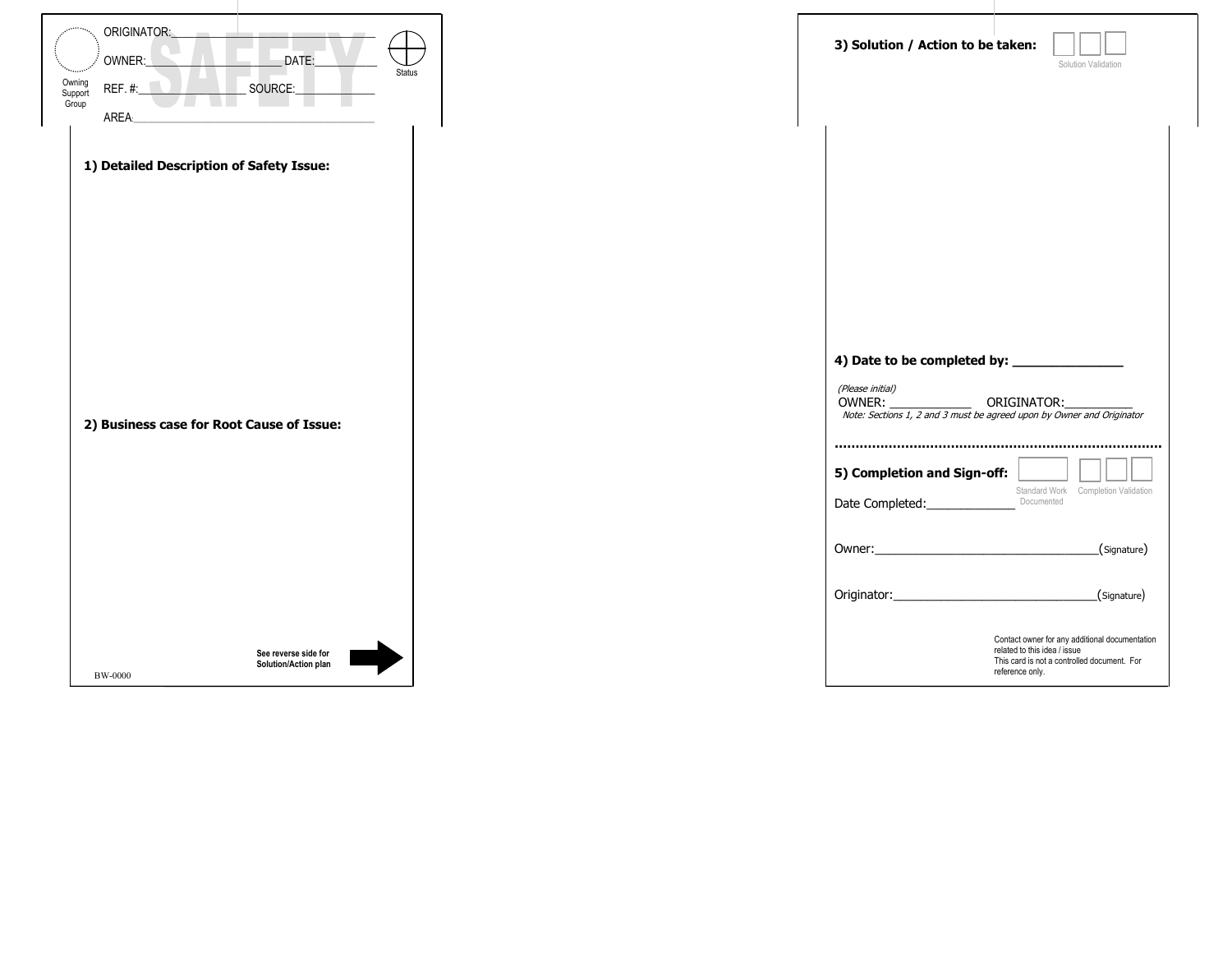ORIGINATOR:\_\_\_\_\_\_\_\_\_\_\_\_\_\_\_\_\_\_\_\_\_\_\_\_\_\_\_\_\_\_\_\_\_\_\_\_\_\_

OWNER:\_\_\_\_\_\_\_\_\_\_\_\_\_\_\_\_\_\_\_\_\_\_\_ DATE:\_\_\_\_\_\_\_\_\_\_\_

REF. #:\_\_\_\_\_\_\_\_\_\_\_\_\_\_\_\_\_\_\_ SOURCE:\_\_\_\_\_\_\_\_\_\_\_\_\_

AREA:\_\_\_\_\_\_\_\_\_\_\_\_\_\_\_\_\_\_\_\_\_\_\_\_\_\_\_\_\_\_\_\_\_\_\_\_\_\_\_\_\_\_\_\_\_\_\_\_

SAFETY

Owning Support Group

Status

**1) Detailed Description of Safety Issue:**

**2) Business case for Root Cause of Issue:**

See reverse side for Solution/Action plan

BW-0000

**3) Solution / Action to be taken:**

Solution Validation

**4) Date to be completed by: \_\_\_\_\_\_\_\_\_\_\_\_\_\_\_**

*(Please initial)*

OWNER: \_\_\_\_\_\_\_\_\_\_\_\_ ORIGINATOR:\_\_\_\_\_\_\_\_\_\_

*Note: Sections 1, 2 and 3 must be agreed upon by Owner and Originator*

**5) Completion and Sign-off:**

Standard Work Documented

Completion Validation

Date Completed:\_\_\_\_\_\_\_\_\_\_\_\_\_

Owner:\_\_\_\_\_\_\_\_\_\_\_\_\_\_\_\_\_\_\_\_\_\_\_\_\_\_\_\_\_\_\_\_\_(Signature)

Originator:\_\_\_\_\_\_\_\_\_\_\_\_\_\_\_\_\_\_\_\_\_\_\_\_\_\_\_\_\_\_\_(Signature)

Contact owner for any additional documentation related to this idea / issue

This card is not a controlled document. For reference only.